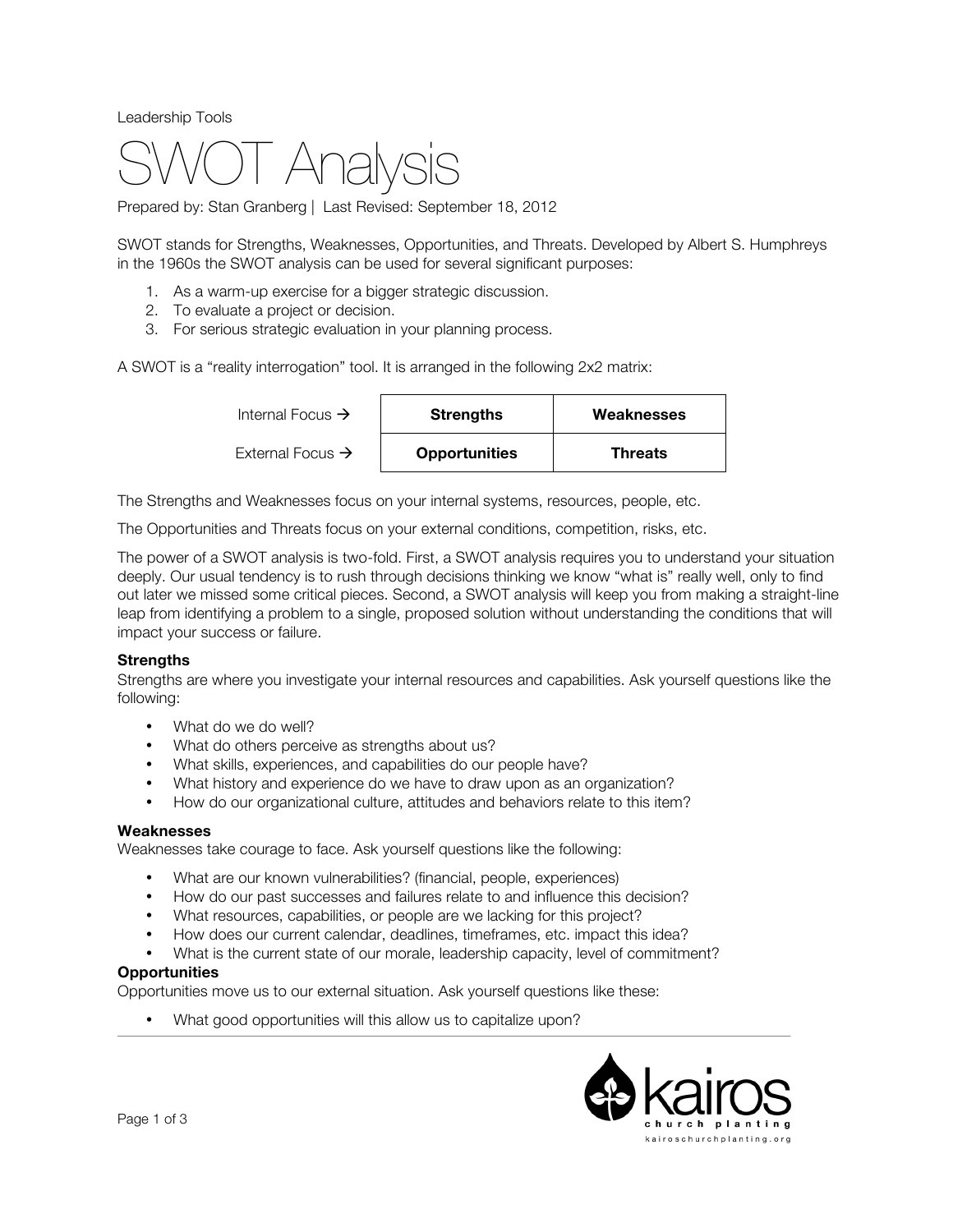Leadership Tools

# SWOT Analysis

Prepared by: Stan Granberg | Last Revised: September 18, 2012

SWOT stands for Strengths, Weaknesses, Opportunities, and Threats. Developed by Albert S. Humphreys in the 1960s the SWOT analysis can be used for several significant purposes:

1. As a warm-up exercise for a bigger strategic discussion.
2. To evaluate a project or decision.
3. For serious strategic evaluation in your planning process.

A SWOT is a "reality interrogation" tool. It is arranged in the following 2x2 matrix:

| | | |
|---|---|---|
| Internal Focus → | **Strengths** | **Weaknesses** |
| External Focus → | **Opportunities** | **Threats** |

The Strengths and Weaknesses focus on your internal systems, resources, people, etc.

The Opportunities and Threats focus on your external conditions, competition, risks, etc.

The power of a SWOT analysis is two-fold. First, a SWOT analysis requires you to understand your situation deeply. Our usual tendency is to rush through decisions thinking we know "what is" really well, only to find out later we missed some critical pieces. Second, a SWOT analysis will keep you from making a straight-line leap from identifying a problem to a single, proposed solution without understanding the conditions that will impact your success or failure.

**Strengths**
Strengths are where you investigate your internal resources and capabilities. Ask yourself questions like the following:

- What do we do well?
- What do others perceive as strengths about us?
- What skills, experiences, and capabilities do our people have?
- What history and experience do we have to draw upon as an organization?
- How do our organizational culture, attitudes and behaviors relate to this item?

**Weaknesses**
Weaknesses take courage to face. Ask yourself questions like the following:

- What are our known vulnerabilities? (financial, people, experiences)
- How do our past successes and failures relate to and influence this decision?
- What resources, capabilities, or people are we lacking for this project?
- How does our current calendar, deadlines, timeframes, etc. impact this idea?
- What is the current state of our morale, leadership capacity, level of commitment?

**Opportunities**
Opportunities move us to our external situation. Ask yourself questions like these:

- What good opportunities will this allow us to capitalize upon?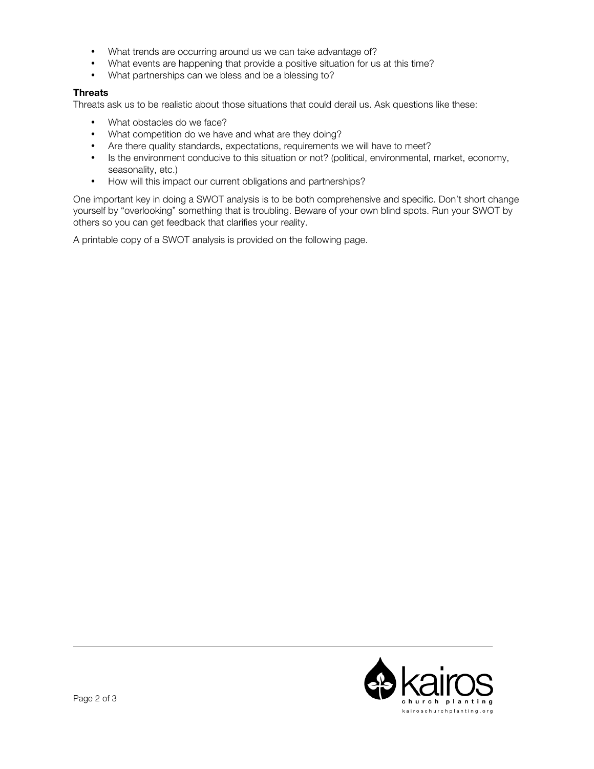- What trends are occurring around us we can take advantage of?
- What events are happening that provide a positive situation for us at this time?
- What partnerships can we bless and be a blessing to?

**Threats**

Threats ask us to be realistic about those situations that could derail us. Ask questions like these:

- What obstacles do we face?
- What competition do we have and what are they doing?
- Are there quality standards, expectations, requirements we will have to meet?
- Is the environment conducive to this situation or not? (political, environmental, market, economy, seasonality, etc.)
- How will this impact our current obligations and partnerships?

One important key in doing a SWOT analysis is to be both comprehensive and specific. Don't short change yourself by "overlooking" something that is troubling. Beware of your own blind spots. Run your SWOT by others so you can get feedback that clarifies your reality.

A printable copy of a SWOT analysis is provided on the following page.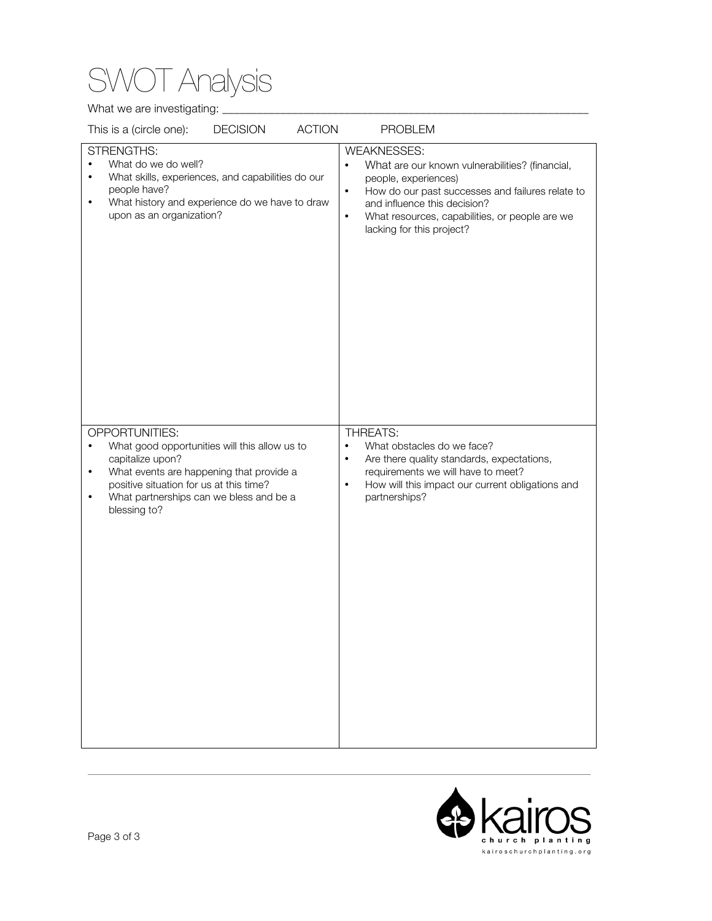# SWOT Analysis

What we are investigating: ___________________________________________________________________

This is a (circle one): DECISION ACTION PROBLEM

| STRENGTHS: | WEAKNESSES: |
| --- | --- |
| • What do we do well?<br>• What skills, experiences, and capabilities do our people have?<br>• What history and experience do we have to draw upon as an organization? | • What are our known vulnerabilities? (financial, people, experiences)<br>• How do our past successes and failures relate to and influence this decision?<br>• What resources, capabilities, or people are we lacking for this project? |
| **OPPORTUNITIES:**<br>• What good opportunities will this allow us to capitalize upon?<br>• What events are happening that provide a positive situation for us at this time?<br>• What partnerships can we bless and be a blessing to? | **THREATS:**<br>• What obstacles do we face?<br>• Are there quality standards, expectations, requirements we will have to meet?<br>• How will this impact our current obligations and partnerships? |

kairos church planting
kairoschurchplanting.org